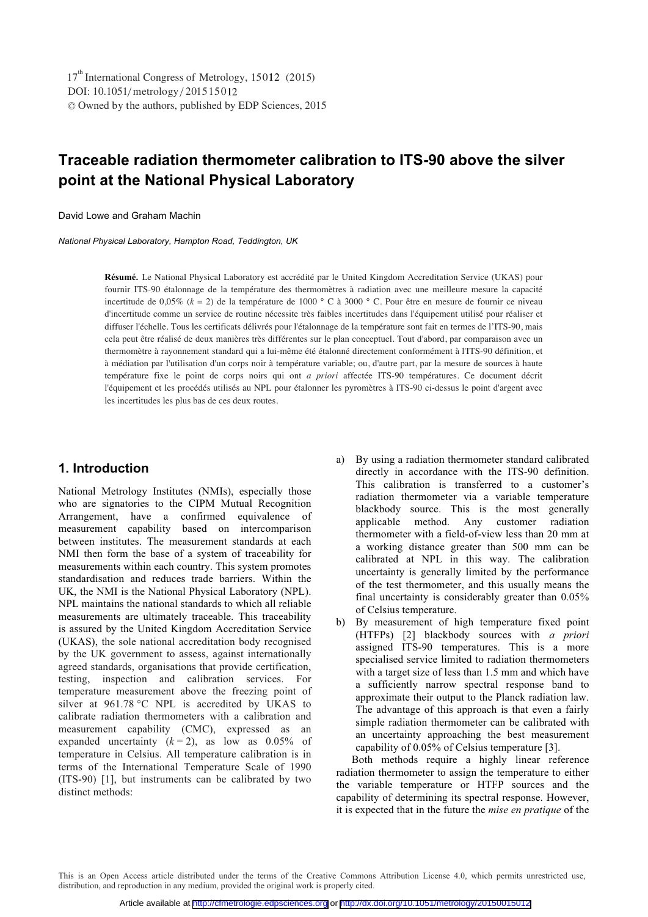# Traceable radiation thermometer calibration to ITS-90 above the silver point at the National Physical Laboratory

David Lowe and Graham Machin

*National Physical Laboratory, Hampton Road, Teddington, UK*

**Résumé.** Le National Physical Laboratory est accrédité par le United Kingdom Accreditation Service (UKAS) pour fournir ITS-90 étalonnage de la température des thermomètres à radiation avec une meilleure mesure la capacité incertitude de 0,05% ($k$ = 2) de la température de 1000 ° C à 3000 ° C. Pour être en mesure de fournir ce niveau d'incertitude comme un service de routine nécessite très faibles incertitudes dans l'équipement utilisé pour réaliser et diffuser l'échelle. Tous les certificats délivrés pour l'étalonnage de la température sont fait en termes de l'ITS-90, mais cela peut être réalisé de deux manières très différentes sur le plan conceptuel. Tout d'abord, par comparaison avec un thermomètre à rayonnement standard qui a lui-même été étalonné directement conformément à l'ITS-90 définition, et à médiation par l'utilisation d'un corps noir à température variable; ou, d'autre part, par la mesure de sources à haute température fixe le point de corps noirs qui ont *a priori* affectée ITS-90 températures. Ce document décrit l'équipement et les procédés utilisés au NPL pour étalonner les pyromètres à ITS-90 ci-dessus le point d'argent avec les incertitudes les plus bas de ces deux routes.

## 1. Introduction

National Metrology Institutes (NMIs), especially those who are signatories to the CIPM Mutual Recognition Arrangement, have a confirmed equivalence of measurement capability based on intercomparison between institutes. The measurement standards at each NMI then form the base of a system of traceability for measurements within each country. This system promotes standardisation and reduces trade barriers. Within the UK, the NMI is the National Physical Laboratory (NPL). NPL maintains the national standards to which all reliable measurements are ultimately traceable. This traceability is assured by the United Kingdom Accreditation Service (UKAS), the sole national accreditation body recognised by the UK government to assess, against internationally agreed standards, organisations that provide certification, testing, inspection and calibration services. For temperature measurement above the freezing point of silver at 961.78 °C NPL is accredited by UKAS to calibrate radiation thermometers with a calibration and measurement capability (CMC), expressed as an expanded uncertainty ($k$ = 2), as low as 0.05% of temperature in Celsius. All temperature calibration is in terms of the International Temperature Scale of 1990 (ITS-90) [1], but instruments can be calibrated by two distinct methods:

a) By using a radiation thermometer standard calibrated directly in accordance with the ITS-90 definition. This calibration is transferred to a customer's radiation thermometer via a variable temperature blackbody source. This is the most generally applicable method. Any customer radiation thermometer with a field-of-view less than 20 mm at a working distance greater than 500 mm can be calibrated at NPL in this way. The calibration uncertainty is generally limited by the performance of the test thermometer, and this usually means the final uncertainty is considerably greater than 0.05% of Celsius temperature.
b) By measurement of high temperature fixed point (HTFPs) [2] blackbody sources with *a priori* assigned ITS-90 temperatures. This is a more specialised service limited to radiation thermometers with a target size of less than 1.5 mm and which have a sufficiently narrow spectral response band to approximate their output to the Planck radiation law. The advantage of this approach is that even a fairly simple radiation thermometer can be calibrated with an uncertainty approaching the best measurement capability of 0.05% of Celsius temperature [3].

Both methods require a highly linear reference radiation thermometer to assign the temperature to either the variable temperature or HTFP sources and the capability of determining its spectral response. However, it is expected that in the future the *mise en pratique* of the

This is an Open Access article distributed under the terms of the Creative Commons Attribution License 4.0, which permits unrestricted use, distribution, and reproduction in any medium, provided the original work is properly cited.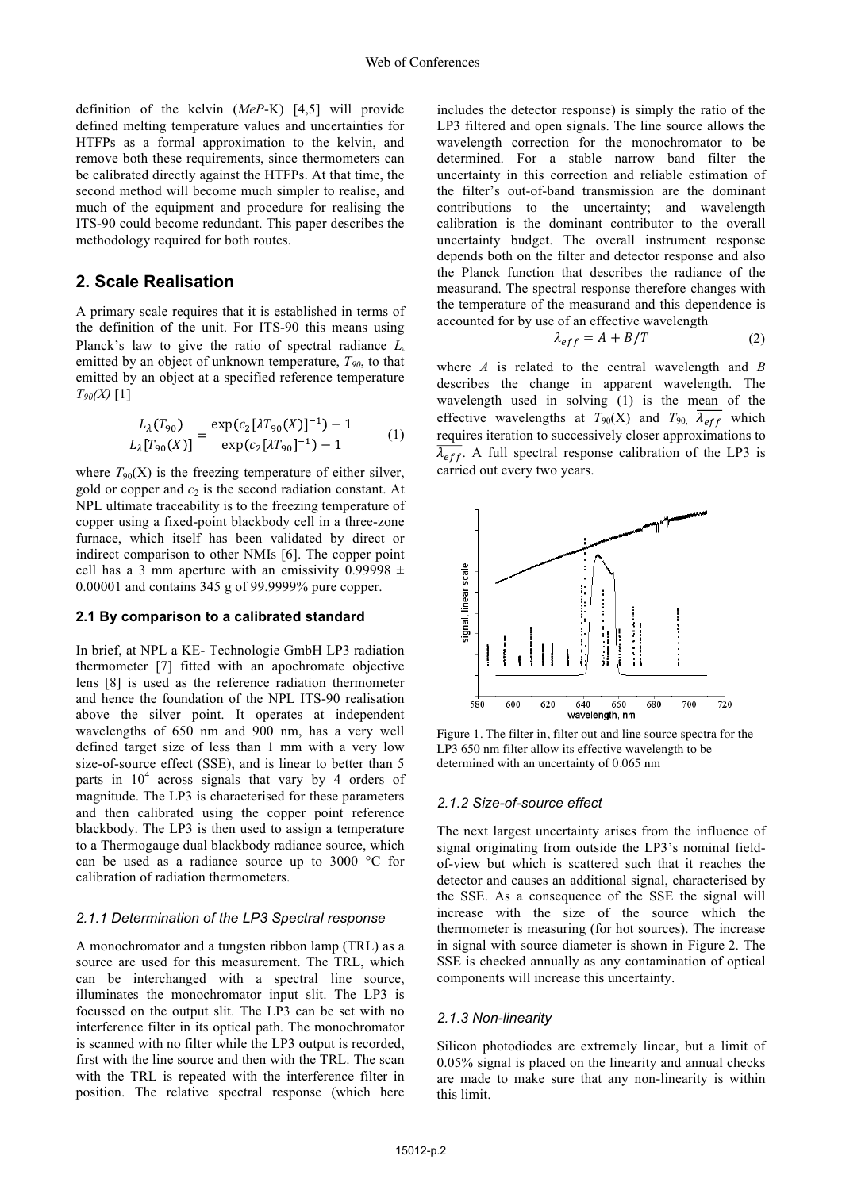definition of the kelvin (*MeP*-K) [4,5] will provide defined melting temperature values and uncertainties for HTFPs as a formal approximation to the kelvin, and remove both these requirements, since thermometers can be calibrated directly against the HTFPs. At that time, the second method will become much simpler to realise, and much of the equipment and procedure for realising the ITS-90 could become redundant. This paper describes the methodology required for both routes.

## 2. Scale Realisation

A primary scale requires that it is established in terms of the definition of the unit. For ITS-90 this means using Planck's law to give the ratio of spectral radiance $L_\lambda$ emitted by an object of unknown temperature, $T_{90}$, to that emitted by an object at a specified reference temperature $T_{90}(X)$ [1]

$$\frac{L_\lambda(T_{90})}{L_\lambda[T_{90}(X)]} = \frac{\exp(c_2[\lambda T_{90}(X)]^{-1}) - 1}{\exp(c_2[\lambda T_{90}]^{-1}) - 1} \tag{1}$$

where $T_{90}(X)$ is the freezing temperature of either silver, gold or copper and $c_2$ is the second radiation constant. At NPL ultimate traceability is to the freezing temperature of copper using a fixed-point blackbody cell in a three-zone furnace, which itself has been validated by direct or indirect comparison to other NMIs [6]. The copper point cell has a 3 mm aperture with an emissivity 0.99998 ± 0.00001 and contains 345 g of 99.9999% pure copper.

### 2.1 By comparison to a calibrated standard

In brief, at NPL a KE- Technologie GmbH LP3 radiation thermometer [7] fitted with an apochromate objective lens [8] is used as the reference radiation thermometer and hence the foundation of the NPL ITS-90 realisation above the silver point. It operates at independent wavelengths of 650 nm and 900 nm, has a very well defined target size of less than 1 mm with a very low size-of-source effect (SSE), and is linear to better than 5 parts in $10^4$ across signals that vary by 4 orders of magnitude. The LP3 is characterised for these parameters and then calibrated using the copper point reference blackbody. The LP3 is then used to assign a temperature to a Thermogauge dual blackbody radiance source, which can be used as a radiance source up to 3000 °C for calibration of radiation thermometers.

#### *2.1.1 Determination of the LP3 Spectral response*

A monochromator and a tungsten ribbon lamp (TRL) as a source are used for this measurement. The TRL, which can be interchanged with a spectral line source, illuminates the monochromator input slit. The LP3 is focussed on the output slit. The LP3 can be set with no interference filter in its optical path. The monochromator is scanned with no filter while the LP3 output is recorded, first with the line source and then with the TRL. The scan with the TRL is repeated with the interference filter in position. The relative spectral response (which here includes the detector response) is simply the ratio of the LP3 filtered and open signals. The line source allows the wavelength correction for the monochromator to be determined. For a stable narrow band filter the uncertainty in this correction and reliable estimation of the filter's out-of-band transmission are the dominant contributions to the uncertainty; and wavelength calibration is the dominant contributor to the overall uncertainty budget. The overall instrument response depends both on the filter and detector response and also the Planck function that describes the radiance of the measurand. The spectral response therefore changes with the temperature of the measurand and this dependence is accounted for by use of an effective wavelength

$$\lambda_{eff} = A + B/T \tag{2}$$

where $A$ is related to the central wavelength and $B$ describes the change in apparent wavelength. The wavelength used in solving (1) is the mean of the effective wavelengths at $T_{90}$(X) and $T_{90}$, $\overline{\lambda_{eff}}$ which requires iteration to successively closer approximations to $\overline{\lambda_{eff}}$. A full spectral response calibration of the LP3 is carried out every two years.

Figure 1. The filter in, filter out and line source spectra for the LP3 650 nm filter allow its effective wavelength to be determined with an uncertainty of 0.065 nm

#### *2.1.2 Size-of-source effect*

The next largest uncertainty arises from the influence of signal originating from outside the LP3's nominal field-of-view but which is scattered such that it reaches the detector and causes an additional signal, characterised by the SSE. As a consequence of the SSE the signal will increase with the size of the source which the thermometer is measuring (for hot sources). The increase in signal with source diameter is shown in Figure 2. The SSE is checked annually as any contamination of optical components will increase this uncertainty.

#### *2.1.3 Non-linearity*

Silicon photodiodes are extremely linear, but a limit of 0.05% signal is placed on the linearity and annual checks are made to make sure that any non-linearity is within this limit.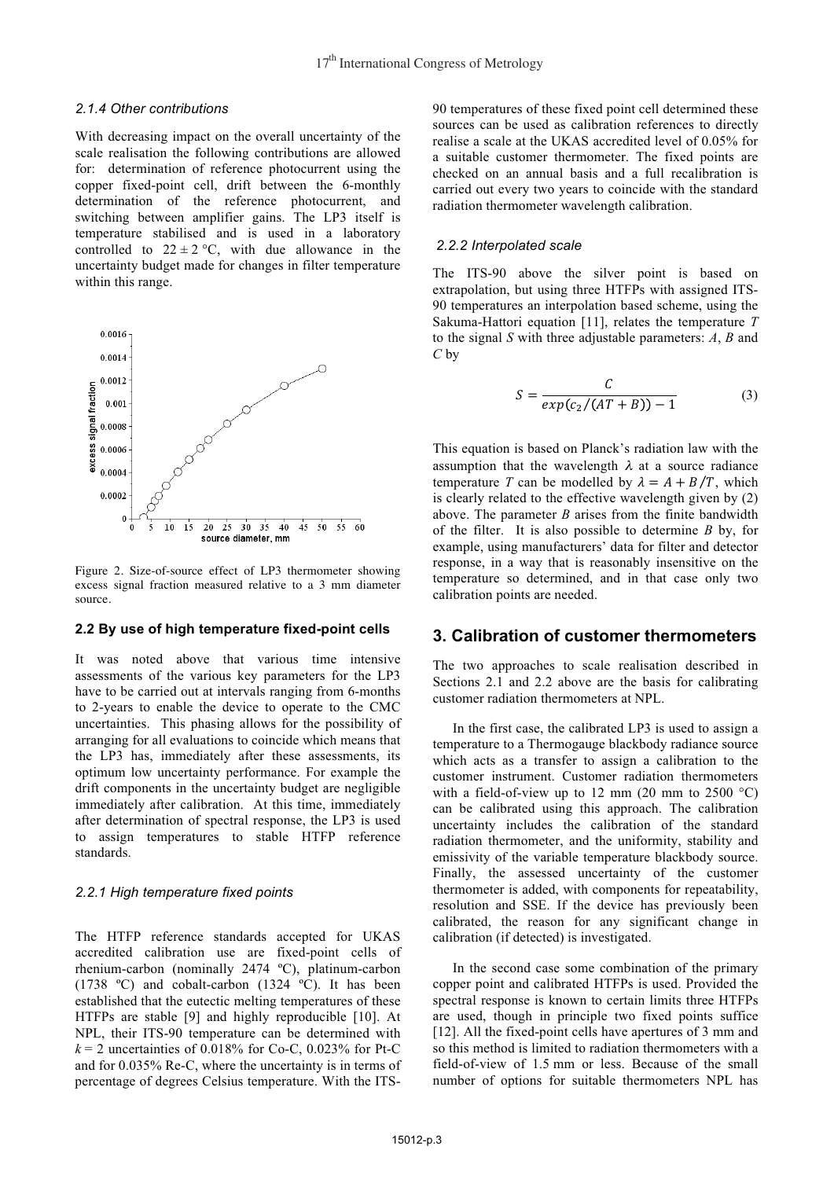### 2.1.4 Other contributions

With decreasing impact on the overall uncertainty of the scale realisation the following contributions are allowed for: determination of reference photocurrent using the copper fixed-point cell, drift between the 6-monthly determination of the reference photocurrent, and switching between amplifier gains. The LP3 itself is temperature stabilised and is used in a laboratory controlled to $22 \pm 2$ °C, with due allowance in the uncertainty budget made for changes in filter temperature within this range.

Figure 2. Size-of-source effect of LP3 thermometer showing excess signal fraction measured relative to a 3 mm diameter source.

## 2.2 By use of high temperature fixed-point cells

It was noted above that various time intensive assessments of the various key parameters for the LP3 have to be carried out at intervals ranging from 6-months to 2-years to enable the device to operate to the CMC uncertainties. This phasing allows for the possibility of arranging for all evaluations to coincide which means that the LP3 has, immediately after these assessments, its optimum low uncertainty performance. For example the drift components in the uncertainty budget are negligible immediately after calibration. At this time, immediately after determination of spectral response, the LP3 is used to assign temperatures to stable HTFP reference standards.

### 2.2.1 High temperature fixed points

The HTFP reference standards accepted for UKAS accredited calibration use are fixed-point cells of rhenium-carbon (nominally 2474 ºC), platinum-carbon (1738 ºC) and cobalt-carbon (1324 ºC). It has been established that the eutectic melting temperatures of these HTFPs are stable [9] and highly reproducible [10]. At NPL, their ITS-90 temperature can be determined with $k = 2$ uncertainties of 0.018% for Co-C, 0.023% for Pt-C and for 0.035% Re-C, where the uncertainty is in terms of percentage of degrees Celsius temperature. With the ITS-90 temperatures of these fixed point cell determined these sources can be used as calibration references to directly realise a scale at the UKAS accredited level of 0.05% for a suitable customer thermometer. The fixed points are checked on an annual basis and a full recalibration is carried out every two years to coincide with the standard radiation thermometer wavelength calibration.

### 2.2.2 Interpolated scale

The ITS-90 above the silver point is based on extrapolation, but using three HTFPs with assigned ITS-90 temperatures an interpolation based scheme, using the Sakuma-Hattori equation [11], relates the temperature $T$ to the signal $S$ with three adjustable parameters: $A$, $B$ and $C$ by

$$S = \frac{C}{exp(c_2/(AT+B)) - 1} \tag{3}$$

This equation is based on Planck's radiation law with the assumption that the wavelength $\lambda$ at a source radiance temperature $T$ can be modelled by $\lambda = A + B/T$, which is clearly related to the effective wavelength given by (2) above. The parameter $B$ arises from the finite bandwidth of the filter. It is also possible to determine $B$ by, for example, using manufacturers' data for filter and detector response, in a way that is reasonably insensitive on the temperature so determined, and in that case only two calibration points are needed.

# 3. Calibration of customer thermometers

The two approaches to scale realisation described in Sections 2.1 and 2.2 above are the basis for calibrating customer radiation thermometers at NPL.

In the first case, the calibrated LP3 is used to assign a temperature to a Thermogauge blackbody radiance source which acts as a transfer to assign a calibration to the customer instrument. Customer radiation thermometers with a field-of-view up to 12 mm (20 mm to 2500 °C) can be calibrated using this approach. The calibration uncertainty includes the calibration of the standard radiation thermometer, and the uniformity, stability and emissivity of the variable temperature blackbody source. Finally, the assessed uncertainty of the customer thermometer is added, with components for repeatability, resolution and SSE. If the device has previously been calibrated, the reason for any significant change in calibration (if detected) is investigated.

In the second case some combination of the primary copper point and calibrated HTFPs is used. Provided the spectral response is known to certain limits three HTFPs are used, though in principle two fixed points suffice [12]. All the fixed-point cells have apertures of 3 mm and so this method is limited to radiation thermometers with a field-of-view of 1.5 mm or less. Because of the small number of options for suitable thermometers NPL has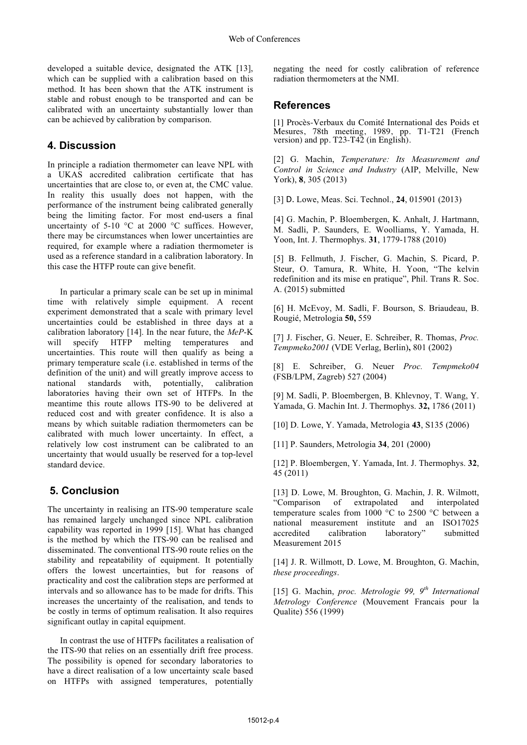developed a suitable device, designated the ATK [13], which can be supplied with a calibration based on this method. It has been shown that the ATK instrument is stable and robust enough to be transported and can be calibrated with an uncertainty substantially lower than can be achieved by calibration by comparison.

## 4. Discussion

In principle a radiation thermometer can leave NPL with a UKAS accredited calibration certificate that has uncertainties that are close to, or even at, the CMC value. In reality this usually does not happen, with the performance of the instrument being calibrated generally being the limiting factor. For most end-users a final uncertainty of 5-10 °C at 2000 °C suffices. However, there may be circumstances when lower uncertainties are required, for example where a radiation thermometer is used as a reference standard in a calibration laboratory. In this case the HTFP route can give benefit.

In particular a primary scale can be set up in minimal time with relatively simple equipment. A recent experiment demonstrated that a scale with primary level uncertainties could be established in three days at a calibration laboratory [14]. In the near future, the *MeP*-K will specify HTFP melting temperatures and uncertainties. This route will then qualify as being a primary temperature scale (i.e. established in terms of the definition of the unit) and will greatly improve access to national standards with, potentially, calibration laboratories having their own set of HTFPs. In the meantime this route allows ITS-90 to be delivered at reduced cost and with greater confidence. It is also a means by which suitable radiation thermometers can be calibrated with much lower uncertainty. In effect, a relatively low cost instrument can be calibrated to an uncertainty that would usually be reserved for a top-level standard device.

## 5. Conclusion

The uncertainty in realising an ITS-90 temperature scale has remained largely unchanged since NPL calibration capability was reported in 1999 [15]. What has changed is the method by which the ITS-90 can be realised and disseminated. The conventional ITS-90 route relies on the stability and repeatability of equipment. It potentially offers the lowest uncertainties, but for reasons of practicality and cost the calibration steps are performed at intervals and so allowance has to be made for drifts. This increases the uncertainty of the realisation, and tends to be costly in terms of optimum realisation. It also requires significant outlay in capital equipment.

In contrast the use of HTFPs facilitates a realisation of the ITS-90 that relies on an essentially drift free process. The possibility is opened for secondary laboratories to have a direct realisation of a low uncertainty scale based on HTFPs with assigned temperatures, potentially negating the need for costly calibration of reference radiation thermometers at the NMI.

## References

[1] Procès-Verbaux du Comité International des Poids et Mesures, 78th meeting, 1989, pp. T1-T21 (French version) and pp. T23-T42 (in English).

[2] G. Machin, *Temperature: Its Measurement and Control in Science and Industry* (AIP, Melville, New York), **8**, 305 (2013)

[3] D. Lowe, Meas. Sci. Technol., **24**, 015901 (2013)

[4] G. Machin, P. Bloembergen, K. Anhalt, J. Hartmann, M. Sadli, P. Saunders, E. Woolliams, Y. Yamada, H. Yoon, Int. J. Thermophys. **31**, 1779-1788 (2010)

[5] B. Fellmuth, J. Fischer, G. Machin, S. Picard, P. Steur, O. Tamura, R. White, H. Yoon, "The kelvin redefinition and its mise en pratique", Phil. Trans R. Soc. A. (2015) submitted

[6] H. McEvoy, M. Sadli, F. Bourson, S. Briaudeau, B. Rougié, Metrologia **50,** 559

[7] J. Fischer, G. Neuer, E. Schreiber, R. Thomas, *Proc. Tempmeko2001* (VDE Verlag, Berlin)**,** 801 (2002)

[8] E. Schreiber, G. Neuer *Proc. Tempmeko04* (FSB/LPM, Zagreb) 527 (2004)

[9] M. Sadli, P. Bloembergen, B. Khlevnoy, T. Wang, Y. Yamada, G. Machin Int. J. Thermophys. **32,** 1786 (2011)

[10] D. Lowe, Y. Yamada, Metrologia **43**, S135 (2006)

[11] P. Saunders, Metrologia **34**, 201 (2000)

[12] P. Bloembergen, Y. Yamada, Int. J. Thermophys. **32**, 45 (2011)

[13] D. Lowe, M. Broughton, G. Machin, J. R. Wilmott, "Comparison of extrapolated and interpolated temperature scales from 1000 °C to 2500 °C between a national measurement institute and an ISO17025 accredited calibration laboratory" submitted Measurement 2015

[14] J. R. Willmott, D. Lowe, M. Broughton, G. Machin, *these proceedings*.

[15] G. Machin, *proc. Metrologie 99, 9th International Metrology Conference* (Mouvement Francais pour la Qualite) 556 (1999)